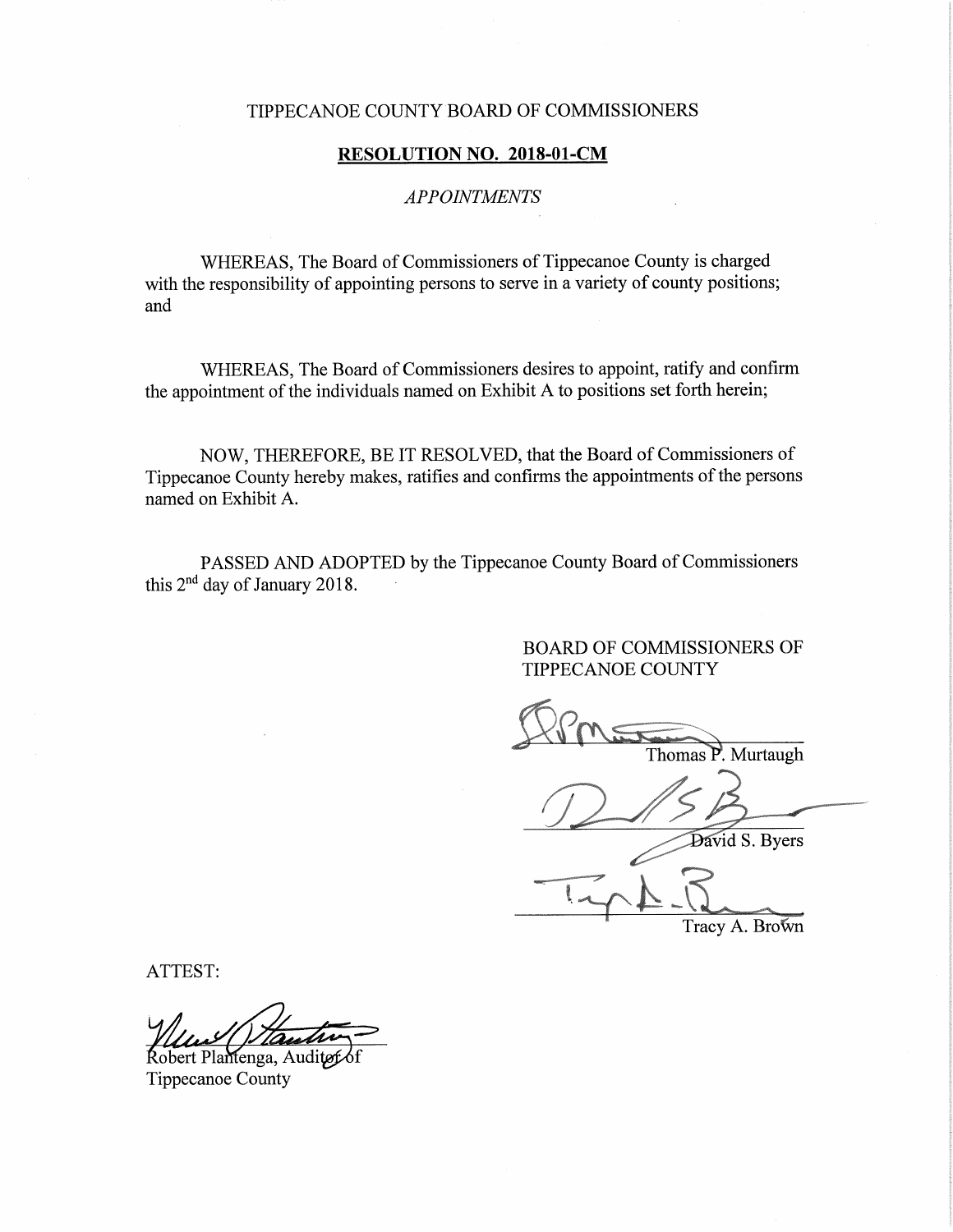TIPPECANOE COUNTY BOARD OF COMMISSIONERS

**RESOLUTION NO. 2018-01-CM**

*APPOINTMENTS*

WHEREAS, The Board of Commissioners of Tippecanoe County is charged with the responsibility of appointing persons to serve in a variety of county positions; and

WHEREAS, The Board of Commissioners desires to appoint, ratify and confirm the appointment of the individuals named on Exhibit A to positions set forth herein;

NOW, THEREFORE, BE IT RESOLVED, that the Board of Commissioners of Tippecanoe County hereby makes, ratifies and confirms the appointments of the persons named on Exhibit A.

PASSED AND ADOPTED by the Tippecanoe County Board of Commissioners this 2nd day of January 2018.

BOARD OF COMMISSIONERS OF TIPPECANOE COUNTY

Thomas P. Murtaugh

David S. Byers

Tracy A. Brown

ATTEST:

Robert Plantenga, Auditor of Tippecanoe County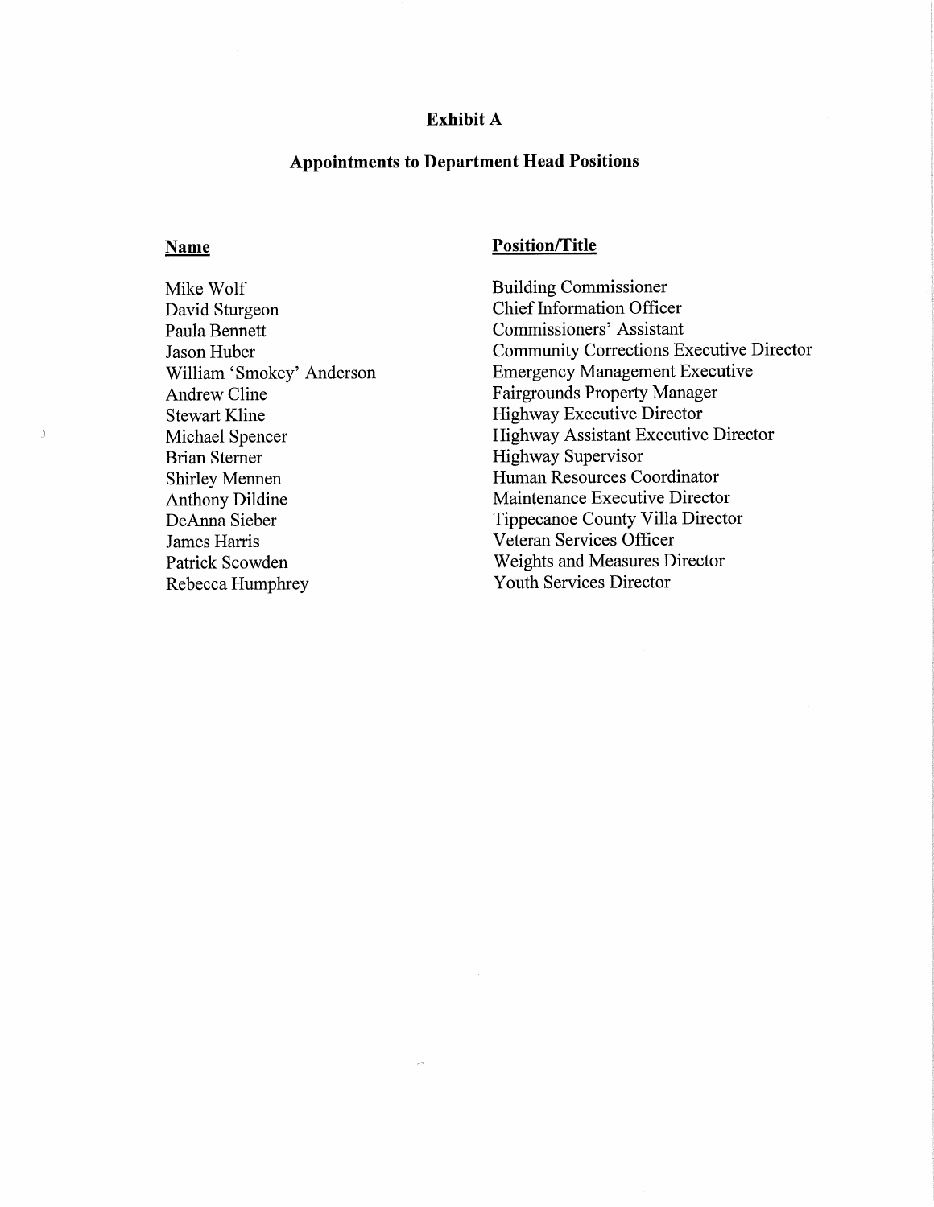# Exhibit A

## Appointments to Department Head Positions

| Name | Position/Title |
|---|---|
| Mike Wolf | Building Commissioner |
| David Sturgeon | Chief Information Officer |
| Paula Bennett | Commissioners' Assistant |
| Jason Huber | Community Corrections Executive Director |
| William 'Smokey' Anderson | Emergency Management Executive |
| Andrew Cline | Fairgrounds Property Manager |
| Stewart Kline | Highway Executive Director |
| Michael Spencer | Highway Assistant Executive Director |
| Brian Sterner | Highway Supervisor |
| Shirley Mennen | Human Resources Coordinator |
| Anthony Dildine | Maintenance Executive Director |
| DeAnna Sieber | Tippecanoe County Villa Director |
| James Harris | Veteran Services Officer |
| Patrick Scowden | Weights and Measures Director |
| Rebecca Humphrey | Youth Services Director |